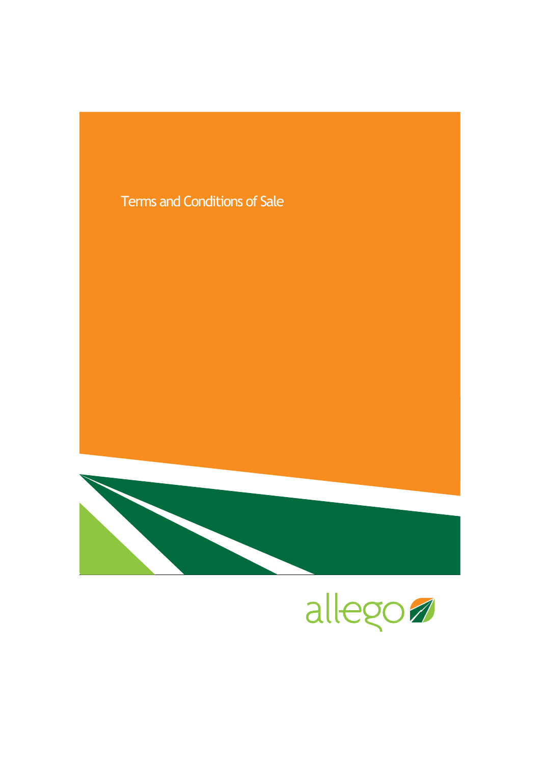# Terms and Conditions of Sale

allego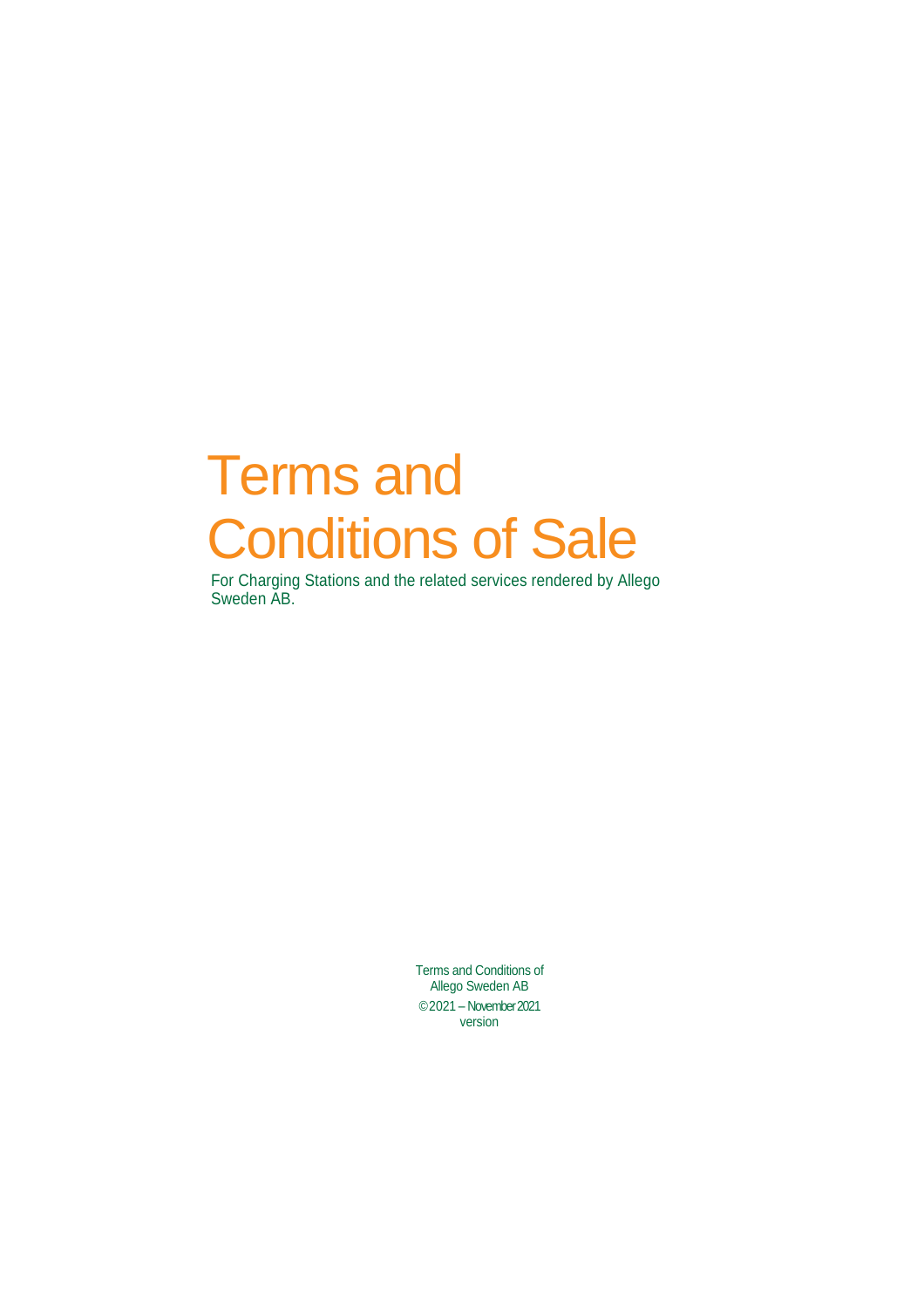# Terms and Conditions of Sale

For Charging Stations and the related services rendered by Allego Sweden AB.

Terms and Conditions of Allego Sweden AB

© 2021 – November 2021 version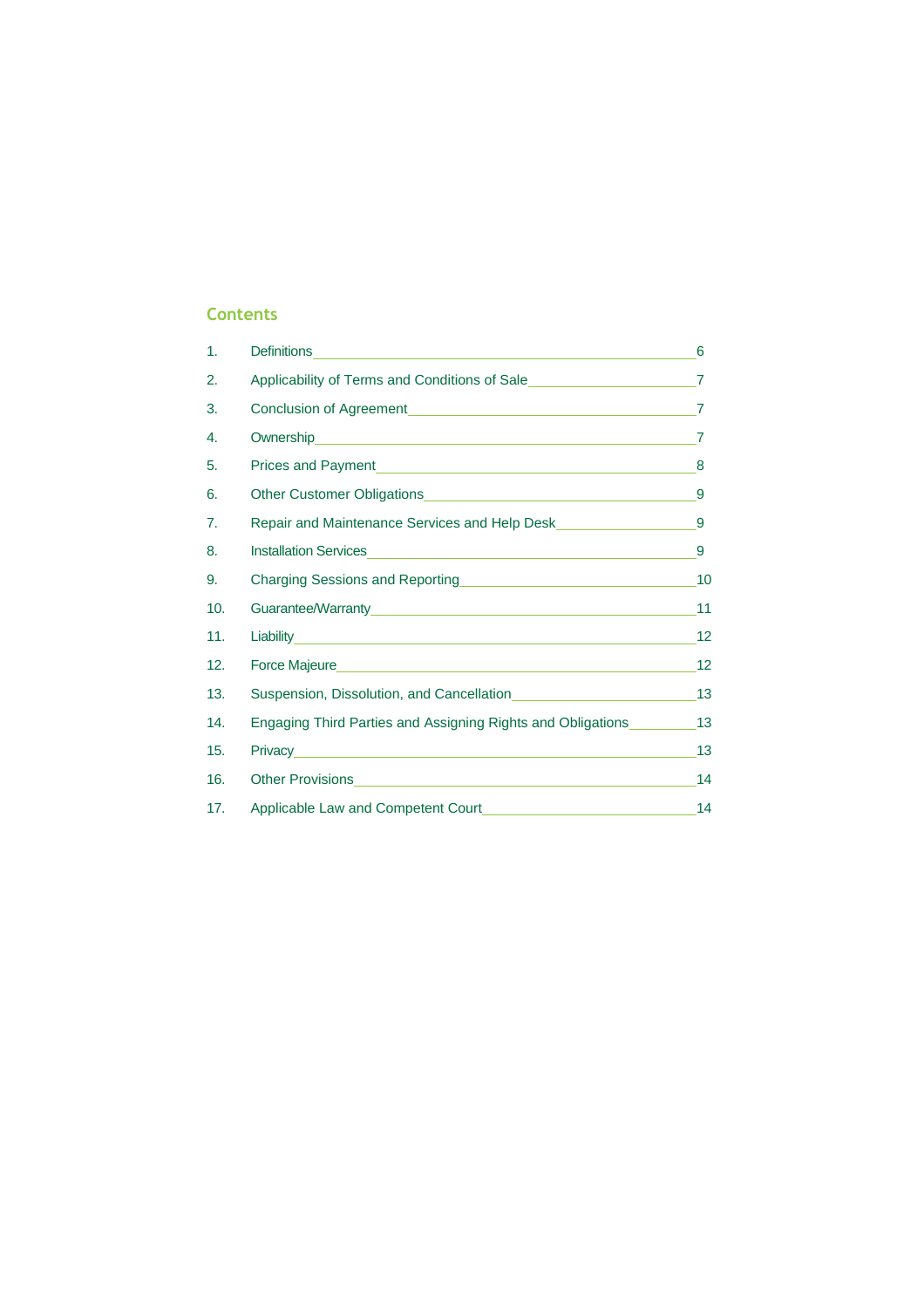## Contents

1. Definitions ........ 6
2. Applicability of Terms and Conditions of Sale ........ 7
3. Conclusion of Agreement ........ 7
4. Ownership ........ 7
5. Prices and Payment ........ 8
6. Other Customer Obligations ........ 9
7. Repair and Maintenance Services and Help Desk ........ 9
8. Installation Services ........ 9
9. Charging Sessions and Reporting ........ 10
10. Guarantee/Warranty ........ 11
11. Liability ........ 12
12. Force Majeure ........ 12
13. Suspension, Dissolution, and Cancellation ........ 13
14. Engaging Third Parties and Assigning Rights and Obligations ........ 13
15. Privacy ........ 13
16. Other Provisions ........ 14
17. Applicable Law and Competent Court ........ 14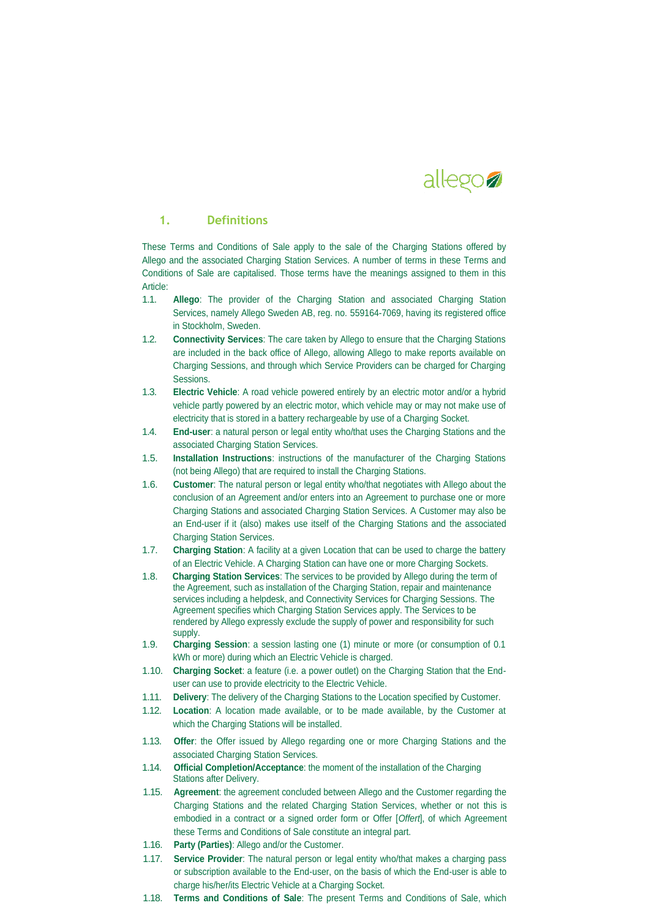## 1. Definitions

These Terms and Conditions of Sale apply to the sale of the Charging Stations offered by Allego and the associated Charging Station Services. A number of terms in these Terms and Conditions of Sale are capitalised. Those terms have the meanings assigned to them in this Article:

1.1. **Allego**: The provider of the Charging Station and associated Charging Station Services, namely Allego Sweden AB, reg. no. 559164-7069, having its registered office in Stockholm, Sweden.

1.2. **Connectivity Services**: The care taken by Allego to ensure that the Charging Stations are included in the back office of Allego, allowing Allego to make reports available on Charging Sessions, and through which Service Providers can be charged for Charging Sessions.

1.3. **Electric Vehicle**: A road vehicle powered entirely by an electric motor and/or a hybrid vehicle partly powered by an electric motor, which vehicle may or may not make use of electricity that is stored in a battery rechargeable by use of a Charging Socket.

1.4. **End-user**: a natural person or legal entity who/that uses the Charging Stations and the associated Charging Station Services.

1.5. **Installation Instructions**: instructions of the manufacturer of the Charging Stations (not being Allego) that are required to install the Charging Stations.

1.6. **Customer**: The natural person or legal entity who/that negotiates with Allego about the conclusion of an Agreement and/or enters into an Agreement to purchase one or more Charging Stations and associated Charging Station Services. A Customer may also be an End-user if it (also) makes use itself of the Charging Stations and the associated Charging Station Services.

1.7. **Charging Station**: A facility at a given Location that can be used to charge the battery of an Electric Vehicle. A Charging Station can have one or more Charging Sockets.

1.8. **Charging Station Services**: The services to be provided by Allego during the term of the Agreement, such as installation of the Charging Station, repair and maintenance services including a helpdesk, and Connectivity Services for Charging Sessions. The Agreement specifies which Charging Station Services apply. The Services to be rendered by Allego expressly exclude the supply of power and responsibility for such supply.

1.9. **Charging Session**: a session lasting one (1) minute or more (or consumption of 0.1 kWh or more) during which an Electric Vehicle is charged.

1.10. **Charging Socket**: a feature (i.e. a power outlet) on the Charging Station that the End-user can use to provide electricity to the Electric Vehicle.

1.11. **Delivery**: The delivery of the Charging Stations to the Location specified by Customer.

1.12. **Location**: A location made available, or to be made available, by the Customer at which the Charging Stations will be installed.

1.13. **Offer**: the Offer issued by Allego regarding one or more Charging Stations and the associated Charging Station Services.

1.14. **Official Completion/Acceptance**: the moment of the installation of the Charging Stations after Delivery.

1.15. **Agreement**: the agreement concluded between Allego and the Customer regarding the Charging Stations and the related Charging Station Services, whether or not this is embodied in a contract or a signed order form or Offer [*Offert*], of which Agreement these Terms and Conditions of Sale constitute an integral part.

1.16. **Party (Parties)**: Allego and/or the Customer.

1.17. **Service Provider**: The natural person or legal entity who/that makes a charging pass or subscription available to the End-user, on the basis of which the End-user is able to charge his/her/its Electric Vehicle at a Charging Socket.

1.18. **Terms and Conditions of Sale**: The present Terms and Conditions of Sale, which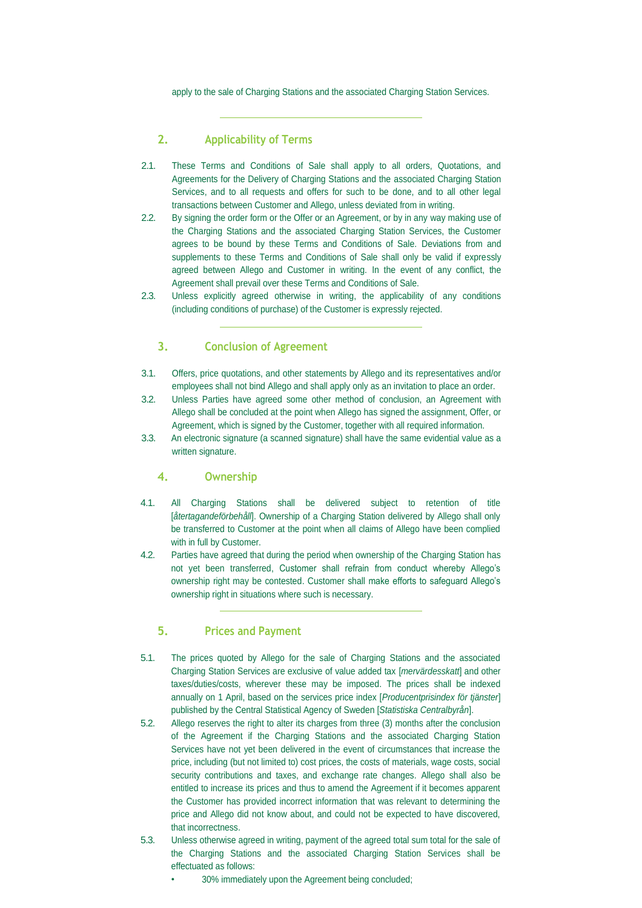apply to the sale of Charging Stations and the associated Charging Station Services.

---

## 2. Applicability of Terms

2.1. These Terms and Conditions of Sale shall apply to all orders, Quotations, and Agreements for the Delivery of Charging Stations and the associated Charging Station Services, and to all requests and offers for such to be done, and to all other legal transactions between Customer and Allego, unless deviated from in writing.

2.2. By signing the order form or the Offer or an Agreement, or by in any way making use of the Charging Stations and the associated Charging Station Services, the Customer agrees to be bound by these Terms and Conditions of Sale. Deviations from and supplements to these Terms and Conditions of Sale shall only be valid if expressly agreed between Allego and Customer in writing. In the event of any conflict, the Agreement shall prevail over these Terms and Conditions of Sale.

2.3. Unless explicitly agreed otherwise in writing, the applicability of any conditions (including conditions of purchase) of the Customer is expressly rejected.

---

## 3. Conclusion of Agreement

3.1. Offers, price quotations, and other statements by Allego and its representatives and/or employees shall not bind Allego and shall apply only as an invitation to place an order.

3.2. Unless Parties have agreed some other method of conclusion, an Agreement with Allego shall be concluded at the point when Allego has signed the assignment, Offer, or Agreement, which is signed by the Customer, together with all required information.

3.3. An electronic signature (a scanned signature) shall have the same evidential value as a written signature.

## 4. Ownership

4.1. All Charging Stations shall be delivered subject to retention of title [*återtagandeförbehåll*]. Ownership of a Charging Station delivered by Allego shall only be transferred to Customer at the point when all claims of Allego have been complied with in full by Customer.

4.2. Parties have agreed that during the period when ownership of the Charging Station has not yet been transferred, Customer shall refrain from conduct whereby Allego's ownership right may be contested. Customer shall make efforts to safeguard Allego's ownership right in situations where such is necessary.

---

## 5. Prices and Payment

5.1. The prices quoted by Allego for the sale of Charging Stations and the associated Charging Station Services are exclusive of value added tax [*mervärdesskatt*] and other taxes/duties/costs, wherever these may be imposed. The prices shall be indexed annually on 1 April, based on the services price index [*Producentprisindex för tjänster*] published by the Central Statistical Agency of Sweden [*Statistiska Centralbyrån*].

5.2. Allego reserves the right to alter its charges from three (3) months after the conclusion of the Agreement if the Charging Stations and the associated Charging Station Services have not yet been delivered in the event of circumstances that increase the price, including (but not limited to) cost prices, the costs of materials, wage costs, social security contributions and taxes, and exchange rate changes. Allego shall also be entitled to increase its prices and thus to amend the Agreement if it becomes apparent the Customer has provided incorrect information that was relevant to determining the price and Allego did not know about, and could not be expected to have discovered, that incorrectness.

5.3. Unless otherwise agreed in writing, payment of the agreed total sum total for the sale of the Charging Stations and the associated Charging Station Services shall be effectuated as follows:

- 30% immediately upon the Agreement being concluded;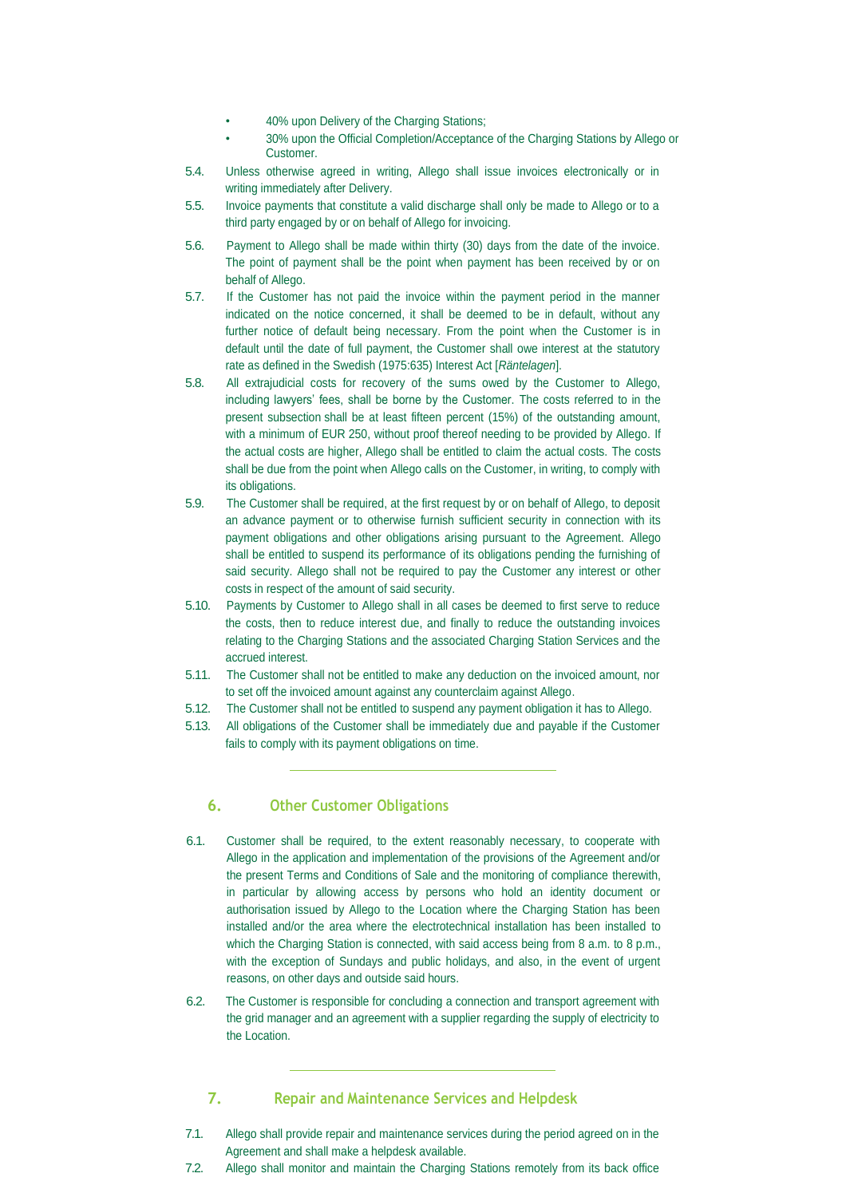- 40% upon Delivery of the Charging Stations;
- 30% upon the Official Completion/Acceptance of the Charging Stations by Allego or Customer.

5.4. Unless otherwise agreed in writing, Allego shall issue invoices electronically or in writing immediately after Delivery.

5.5. Invoice payments that constitute a valid discharge shall only be made to Allego or to a third party engaged by or on behalf of Allego for invoicing.

5.6. Payment to Allego shall be made within thirty (30) days from the date of the invoice. The point of payment shall be the point when payment has been received by or on behalf of Allego.

5.7. If the Customer has not paid the invoice within the payment period in the manner indicated on the notice concerned, it shall be deemed to be in default, without any further notice of default being necessary. From the point when the Customer is in default until the date of full payment, the Customer shall owe interest at the statutory rate as defined in the Swedish (1975:635) Interest Act [*Räntelagen*].

5.8. All extrajudicial costs for recovery of the sums owed by the Customer to Allego, including lawyers' fees, shall be borne by the Customer. The costs referred to in the present subsection shall be at least fifteen percent (15%) of the outstanding amount, with a minimum of EUR 250, without proof thereof needing to be provided by Allego. If the actual costs are higher, Allego shall be entitled to claim the actual costs. The costs shall be due from the point when Allego calls on the Customer, in writing, to comply with its obligations.

5.9. The Customer shall be required, at the first request by or on behalf of Allego, to deposit an advance payment or to otherwise furnish sufficient security in connection with its payment obligations and other obligations arising pursuant to the Agreement. Allego shall be entitled to suspend its performance of its obligations pending the furnishing of said security. Allego shall not be required to pay the Customer any interest or other costs in respect of the amount of said security.

5.10. Payments by Customer to Allego shall in all cases be deemed to first serve to reduce the costs, then to reduce interest due, and finally to reduce the outstanding invoices relating to the Charging Stations and the associated Charging Station Services and the accrued interest.

5.11. The Customer shall not be entitled to make any deduction on the invoiced amount, nor to set off the invoiced amount against any counterclaim against Allego.

5.12. The Customer shall not be entitled to suspend any payment obligation it has to Allego.

5.13. All obligations of the Customer shall be immediately due and payable if the Customer fails to comply with its payment obligations on time.

---

## 6. Other Customer Obligations

6.1. Customer shall be required, to the extent reasonably necessary, to cooperate with Allego in the application and implementation of the provisions of the Agreement and/or the present Terms and Conditions of Sale and the monitoring of compliance therewith, in particular by allowing access by persons who hold an identity document or authorisation issued by Allego to the Location where the Charging Station has been installed and/or the area where the electrotechnical installation has been installed to which the Charging Station is connected, with said access being from 8 a.m. to 8 p.m., with the exception of Sundays and public holidays, and also, in the event of urgent reasons, on other days and outside said hours.

6.2. The Customer is responsible for concluding a connection and transport agreement with the grid manager and an agreement with a supplier regarding the supply of electricity to the Location.

---

## 7. Repair and Maintenance Services and Helpdesk

7.1. Allego shall provide repair and maintenance services during the period agreed on in the Agreement and shall make a helpdesk available.

7.2. Allego shall monitor and maintain the Charging Stations remotely from its back office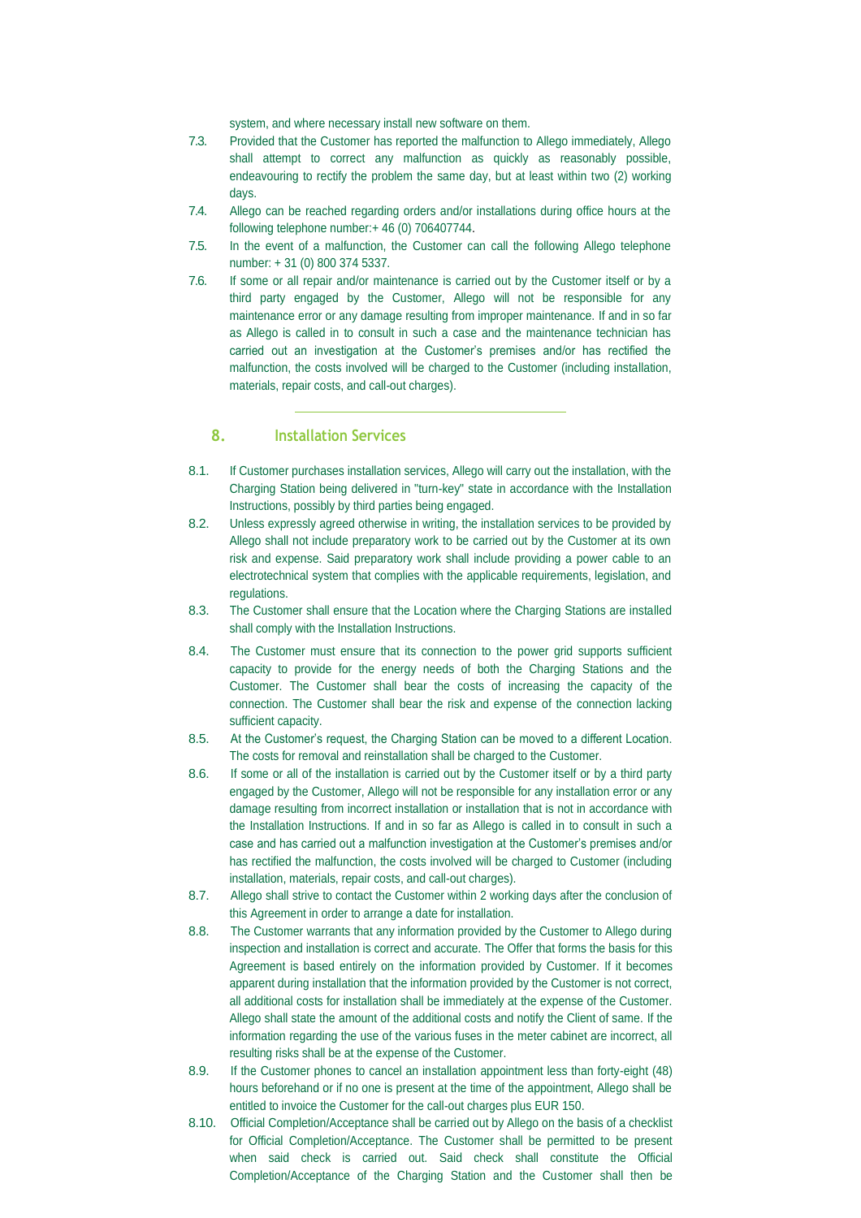system, and where necessary install new software on them.

7.3. Provided that the Customer has reported the malfunction to Allego immediately, Allego shall attempt to correct any malfunction as quickly as reasonably possible, endeavouring to rectify the problem the same day, but at least within two (2) working days.

7.4. Allego can be reached regarding orders and/or installations during office hours at the following telephone number:+ 46 (0) 706407744.

7.5. In the event of a malfunction, the Customer can call the following Allego telephone number: + 31 (0) 800 374 5337.

7.6. If some or all repair and/or maintenance is carried out by the Customer itself or by a third party engaged by the Customer, Allego will not be responsible for any maintenance error or any damage resulting from improper maintenance. If and in so far as Allego is called in to consult in such a case and the maintenance technician has carried out an investigation at the Customer's premises and/or has rectified the malfunction, the costs involved will be charged to the Customer (including installation, materials, repair costs, and call-out charges).

---

## 8. Installation Services

8.1. If Customer purchases installation services, Allego will carry out the installation, with the Charging Station being delivered in "turn-key" state in accordance with the Installation Instructions, possibly by third parties being engaged.

8.2. Unless expressly agreed otherwise in writing, the installation services to be provided by Allego shall not include preparatory work to be carried out by the Customer at its own risk and expense. Said preparatory work shall include providing a power cable to an electrotechnical system that complies with the applicable requirements, legislation, and regulations.

8.3. The Customer shall ensure that the Location where the Charging Stations are installed shall comply with the Installation Instructions.

8.4. The Customer must ensure that its connection to the power grid supports sufficient capacity to provide for the energy needs of both the Charging Stations and the Customer. The Customer shall bear the costs of increasing the capacity of the connection. The Customer shall bear the risk and expense of the connection lacking sufficient capacity.

8.5. At the Customer's request, the Charging Station can be moved to a different Location. The costs for removal and reinstallation shall be charged to the Customer.

8.6. If some or all of the installation is carried out by the Customer itself or by a third party engaged by the Customer, Allego will not be responsible for any installation error or any damage resulting from incorrect installation or installation that is not in accordance with the Installation Instructions. If and in so far as Allego is called in to consult in such a case and has carried out a malfunction investigation at the Customer's premises and/or has rectified the malfunction, the costs involved will be charged to Customer (including installation, materials, repair costs, and call-out charges).

8.7. Allego shall strive to contact the Customer within 2 working days after the conclusion of this Agreement in order to arrange a date for installation.

8.8. The Customer warrants that any information provided by the Customer to Allego during inspection and installation is correct and accurate. The Offer that forms the basis for this Agreement is based entirely on the information provided by Customer. If it becomes apparent during installation that the information provided by the Customer is not correct, all additional costs for installation shall be immediately at the expense of the Customer. Allego shall state the amount of the additional costs and notify the Client of same. If the information regarding the use of the various fuses in the meter cabinet are incorrect, all resulting risks shall be at the expense of the Customer.

8.9. If the Customer phones to cancel an installation appointment less than forty-eight (48) hours beforehand or if no one is present at the time of the appointment, Allego shall be entitled to invoice the Customer for the call-out charges plus EUR 150.

8.10. Official Completion/Acceptance shall be carried out by Allego on the basis of a checklist for Official Completion/Acceptance. The Customer shall be permitted to be present when said check is carried out. Said check shall constitute the Official Completion/Acceptance of the Charging Station and the Customer shall then be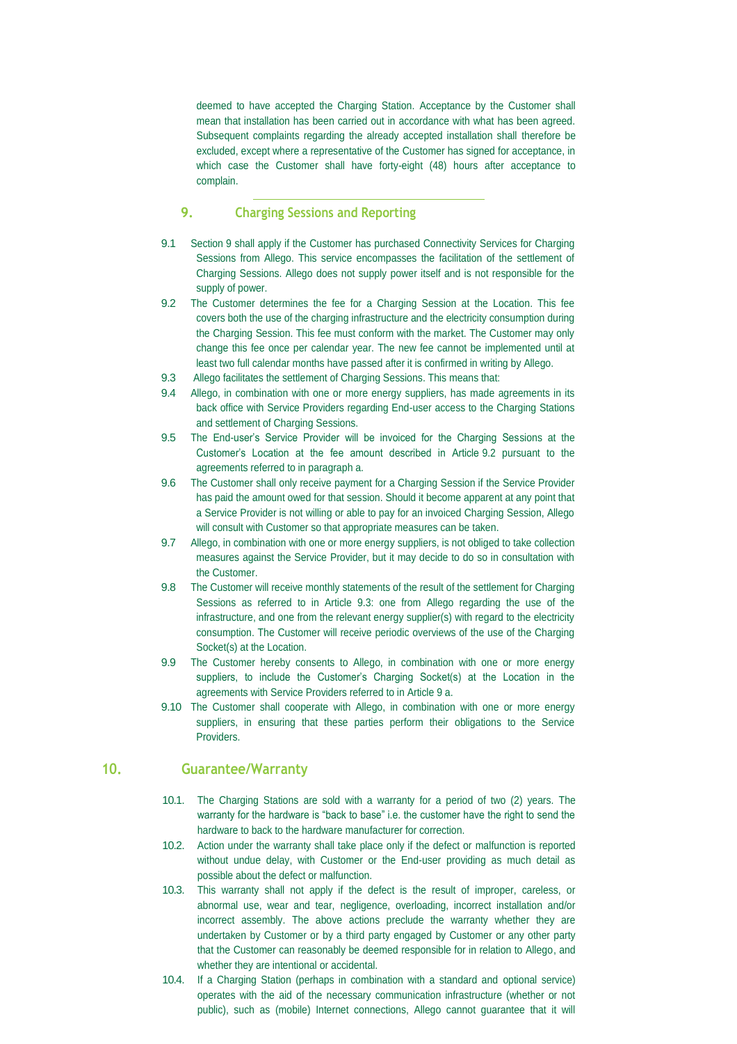deemed to have accepted the Charging Station. Acceptance by the Customer shall mean that installation has been carried out in accordance with what has been agreed. Subsequent complaints regarding the already accepted installation shall therefore be excluded, except where a representative of the Customer has signed for acceptance, in which case the Customer shall have forty-eight (48) hours after acceptance to complain.

## 9. Charging Sessions and Reporting

9.1 Section 9 shall apply if the Customer has purchased Connectivity Services for Charging Sessions from Allego. This service encompasses the facilitation of the settlement of Charging Sessions. Allego does not supply power itself and is not responsible for the supply of power.

9.2 The Customer determines the fee for a Charging Session at the Location. This fee covers both the use of the charging infrastructure and the electricity consumption during the Charging Session. This fee must conform with the market. The Customer may only change this fee once per calendar year. The new fee cannot be implemented until at least two full calendar months have passed after it is confirmed in writing by Allego.

9.3 Allego facilitates the settlement of Charging Sessions. This means that:

9.4 Allego, in combination with one or more energy suppliers, has made agreements in its back office with Service Providers regarding End-user access to the Charging Stations and settlement of Charging Sessions.

9.5 The End-user's Service Provider will be invoiced for the Charging Sessions at the Customer's Location at the fee amount described in Article 9.2 pursuant to the agreements referred to in paragraph a.

9.6 The Customer shall only receive payment for a Charging Session if the Service Provider has paid the amount owed for that session. Should it become apparent at any point that a Service Provider is not willing or able to pay for an invoiced Charging Session, Allego will consult with Customer so that appropriate measures can be taken.

9.7 Allego, in combination with one or more energy suppliers, is not obliged to take collection measures against the Service Provider, but it may decide to do so in consultation with the Customer.

9.8 The Customer will receive monthly statements of the result of the settlement for Charging Sessions as referred to in Article 9.3: one from Allego regarding the use of the infrastructure, and one from the relevant energy supplier(s) with regard to the electricity consumption. The Customer will receive periodic overviews of the use of the Charging Socket(s) at the Location.

9.9 The Customer hereby consents to Allego, in combination with one or more energy suppliers, to include the Customer's Charging Socket(s) at the Location in the agreements with Service Providers referred to in Article 9 a.

9.10 The Customer shall cooperate with Allego, in combination with one or more energy suppliers, in ensuring that these parties perform their obligations to the Service Providers.

## 10. Guarantee/Warranty

10.1. The Charging Stations are sold with a warranty for a period of two (2) years. The warranty for the hardware is "back to base" i.e. the customer have the right to send the hardware to back to the hardware manufacturer for correction.

10.2. Action under the warranty shall take place only if the defect or malfunction is reported without undue delay, with Customer or the End-user providing as much detail as possible about the defect or malfunction.

10.3. This warranty shall not apply if the defect is the result of improper, careless, or abnormal use, wear and tear, negligence, overloading, incorrect installation and/or incorrect assembly. The above actions preclude the warranty whether they are undertaken by Customer or by a third party engaged by Customer or any other party that the Customer can reasonably be deemed responsible for in relation to Allego, and whether they are intentional or accidental.

10.4. If a Charging Station (perhaps in combination with a standard and optional service) operates with the aid of the necessary communication infrastructure (whether or not public), such as (mobile) Internet connections, Allego cannot guarantee that it will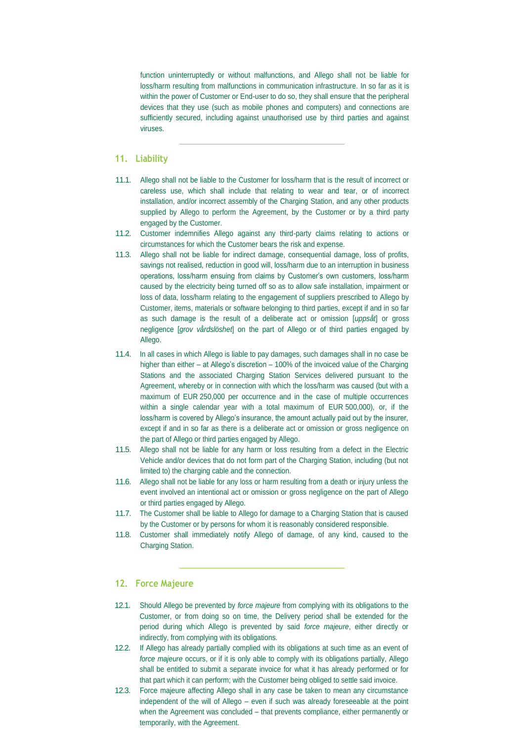function uninterruptedly or without malfunctions, and Allego shall not be liable for loss/harm resulting from malfunctions in communication infrastructure. In so far as it is within the power of Customer or End-user to do so, they shall ensure that the peripheral devices that they use (such as mobile phones and computers) and connections are sufficiently secured, including against unauthorised use by third parties and against viruses.

---

## 11. Liability

11.1. Allego shall not be liable to the Customer for loss/harm that is the result of incorrect or careless use, which shall include that relating to wear and tear, or of incorrect installation, and/or incorrect assembly of the Charging Station, and any other products supplied by Allego to perform the Agreement, by the Customer or by a third party engaged by the Customer.

11.2. Customer indemnifies Allego against any third-party claims relating to actions or circumstances for which the Customer bears the risk and expense.

11.3. Allego shall not be liable for indirect damage, consequential damage, loss of profits, savings not realised, reduction in good will, loss/harm due to an interruption in business operations, loss/harm ensuing from claims by Customer's own customers, loss/harm caused by the electricity being turned off so as to allow safe installation, impairment or loss of data, loss/harm relating to the engagement of suppliers prescribed to Allego by Customer, items, materials or software belonging to third parties, except if and in so far as such damage is the result of a deliberate act or omission [*uppsåt*] or gross negligence [*grov vårdslöshet*] on the part of Allego or of third parties engaged by Allego.

11.4. In all cases in which Allego is liable to pay damages, such damages shall in no case be higher than either – at Allego's discretion – 100% of the invoiced value of the Charging Stations and the associated Charging Station Services delivered pursuant to the Agreement, whereby or in connection with which the loss/harm was caused (but with a maximum of EUR 250,000 per occurrence and in the case of multiple occurrences within a single calendar year with a total maximum of EUR 500,000), or, if the loss/harm is covered by Allego's insurance, the amount actually paid out by the insurer, except if and in so far as there is a deliberate act or omission or gross negligence on the part of Allego or third parties engaged by Allego.

11.5. Allego shall not be liable for any harm or loss resulting from a defect in the Electric Vehicle and/or devices that do not form part of the Charging Station, including (but not limited to) the charging cable and the connection.

11.6. Allego shall not be liable for any loss or harm resulting from a death or injury unless the event involved an intentional act or omission or gross negligence on the part of Allego or third parties engaged by Allego.

11.7. The Customer shall be liable to Allego for damage to a Charging Station that is caused by the Customer or by persons for whom it is reasonably considered responsible.

11.8. Customer shall immediately notify Allego of damage, of any kind, caused to the Charging Station.

---

## 12. Force Majeure

12.1. Should Allego be prevented by *force majeure* from complying with its obligations to the Customer, or from doing so on time, the Delivery period shall be extended for the period during which Allego is prevented by said *force majeure*, either directly or indirectly, from complying with its obligations.

12.2. If Allego has already partially complied with its obligations at such time as an event of *force majeure* occurs, or if it is only able to comply with its obligations partially, Allego shall be entitled to submit a separate invoice for what it has already performed or for that part which it can perform; with the Customer being obliged to settle said invoice.

12.3. Force majeure affecting Allego shall in any case be taken to mean any circumstance independent of the will of Allego – even if such was already foreseeable at the point when the Agreement was concluded – that prevents compliance, either permanently or temporarily, with the Agreement.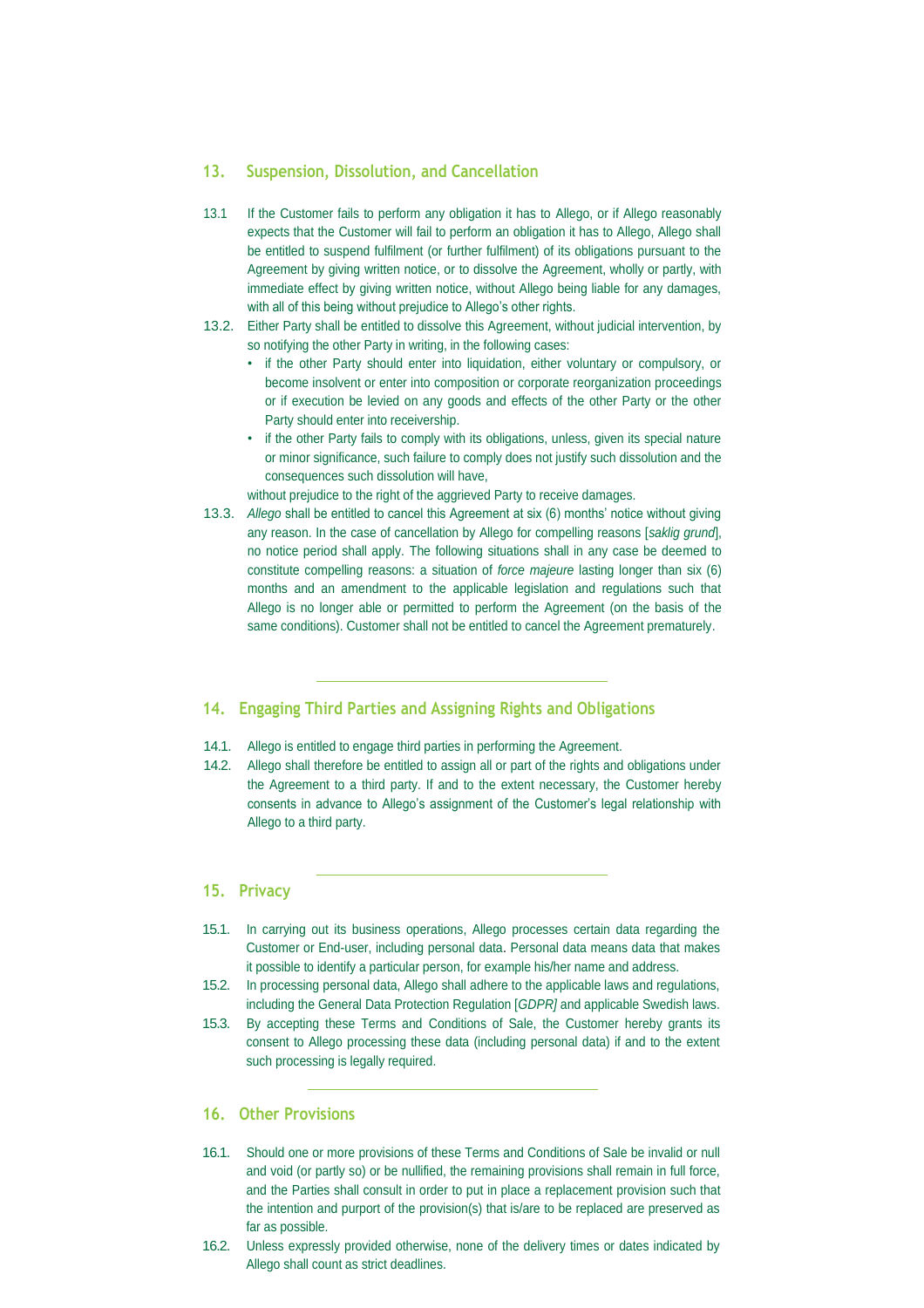## 13. Suspension, Dissolution, and Cancellation

13.1 If the Customer fails to perform any obligation it has to Allego, or if Allego reasonably expects that the Customer will fail to perform an obligation it has to Allego, Allego shall be entitled to suspend fulfilment (or further fulfilment) of its obligations pursuant to the Agreement by giving written notice, or to dissolve the Agreement, wholly or partly, with immediate effect by giving written notice, without Allego being liable for any damages, with all of this being without prejudice to Allego's other rights.

13.2. Either Party shall be entitled to dissolve this Agreement, without judicial intervention, by so notifying the other Party in writing, in the following cases:

- if the other Party should enter into liquidation, either voluntary or compulsory, or become insolvent or enter into composition or corporate reorganization proceedings or if execution be levied on any goods and effects of the other Party or the other Party should enter into receivership.
- if the other Party fails to comply with its obligations, unless, given its special nature or minor significance, such failure to comply does not justify such dissolution and the consequences such dissolution will have,

without prejudice to the right of the aggrieved Party to receive damages.

13.3. *Allego* shall be entitled to cancel this Agreement at six (6) months' notice without giving any reason. In the case of cancellation by Allego for compelling reasons [*saklig grund*], no notice period shall apply. The following situations shall in any case be deemed to constitute compelling reasons: a situation of *force majeure* lasting longer than six (6) months and an amendment to the applicable legislation and regulations such that Allego is no longer able or permitted to perform the Agreement (on the basis of the same conditions). Customer shall not be entitled to cancel the Agreement prematurely.

---

## 14. Engaging Third Parties and Assigning Rights and Obligations

14.1. Allego is entitled to engage third parties in performing the Agreement.

14.2. Allego shall therefore be entitled to assign all or part of the rights and obligations under the Agreement to a third party. If and to the extent necessary, the Customer hereby consents in advance to Allego's assignment of the Customer's legal relationship with Allego to a third party.

---

## 15. Privacy

15.1. In carrying out its business operations, Allego processes certain data regarding the Customer or End-user, including personal data. Personal data means data that makes it possible to identify a particular person, for example his/her name and address.

15.2. In processing personal data, Allego shall adhere to the applicable laws and regulations, including the General Data Protection Regulation [*GDPR]* and applicable Swedish laws.

15.3. By accepting these Terms and Conditions of Sale, the Customer hereby grants its consent to Allego processing these data (including personal data) if and to the extent such processing is legally required.

---

## 16. Other Provisions

16.1. Should one or more provisions of these Terms and Conditions of Sale be invalid or null and void (or partly so) or be nullified, the remaining provisions shall remain in full force, and the Parties shall consult in order to put in place a replacement provision such that the intention and purport of the provision(s) that is/are to be replaced are preserved as far as possible.

16.2. Unless expressly provided otherwise, none of the delivery times or dates indicated by Allego shall count as strict deadlines.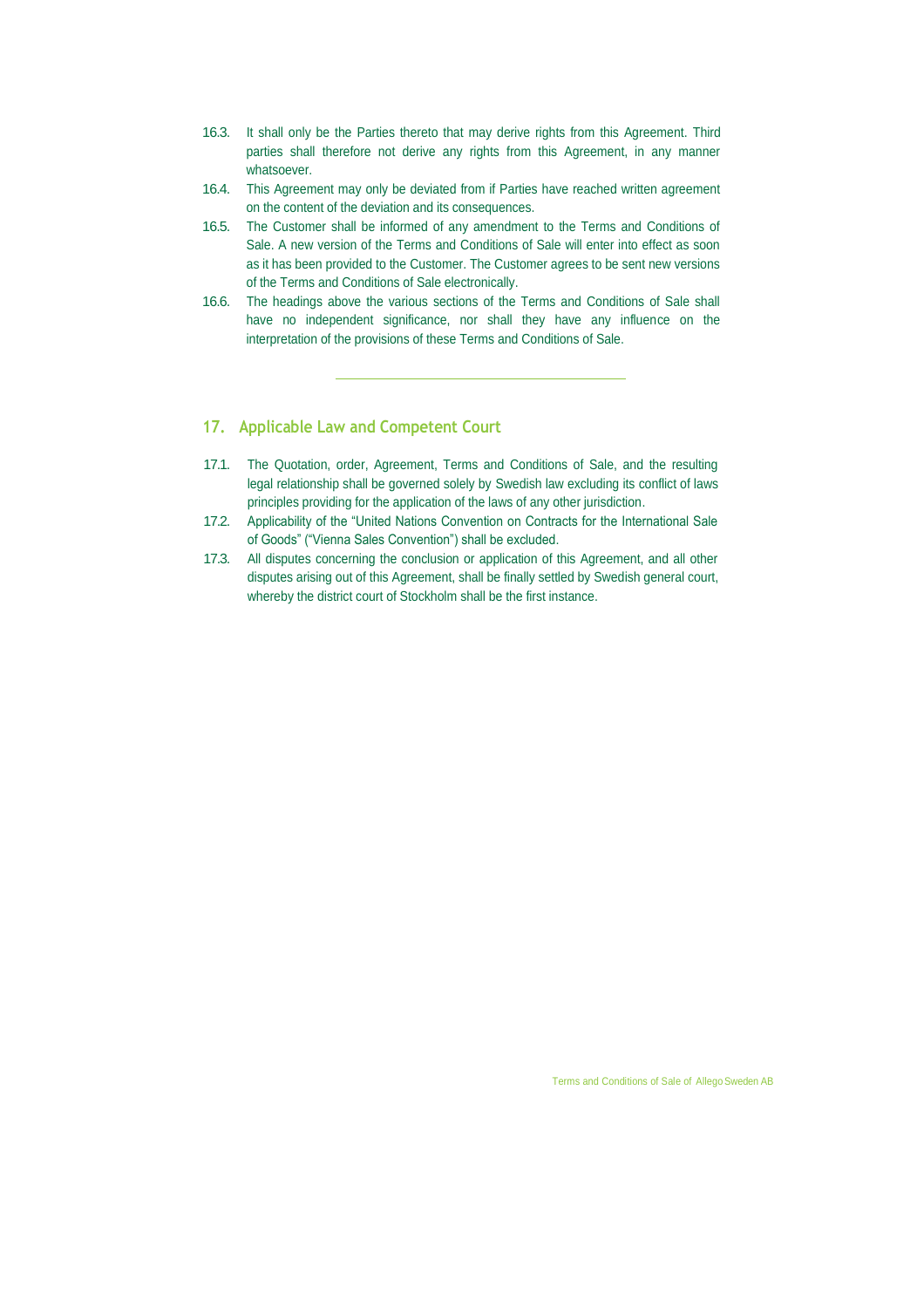16.3. It shall only be the Parties thereto that may derive rights from this Agreement. Third parties shall therefore not derive any rights from this Agreement, in any manner whatsoever.

16.4. This Agreement may only be deviated from if Parties have reached written agreement on the content of the deviation and its consequences.

16.5. The Customer shall be informed of any amendment to the Terms and Conditions of Sale. A new version of the Terms and Conditions of Sale will enter into effect as soon as it has been provided to the Customer. The Customer agrees to be sent new versions of the Terms and Conditions of Sale electronically.

16.6. The headings above the various sections of the Terms and Conditions of Sale shall have no independent significance, nor shall they have any influence on the interpretation of the provisions of these Terms and Conditions of Sale.

---

## 17. Applicable Law and Competent Court

17.1. The Quotation, order, Agreement, Terms and Conditions of Sale, and the resulting legal relationship shall be governed solely by Swedish law excluding its conflict of laws principles providing for the application of the laws of any other jurisdiction.

17.2. Applicability of the "United Nations Convention on Contracts for the International Sale of Goods" ("Vienna Sales Convention") shall be excluded.

17.3. All disputes concerning the conclusion or application of this Agreement, and all other disputes arising out of this Agreement, shall be finally settled by Swedish general court, whereby the district court of Stockholm shall be the first instance.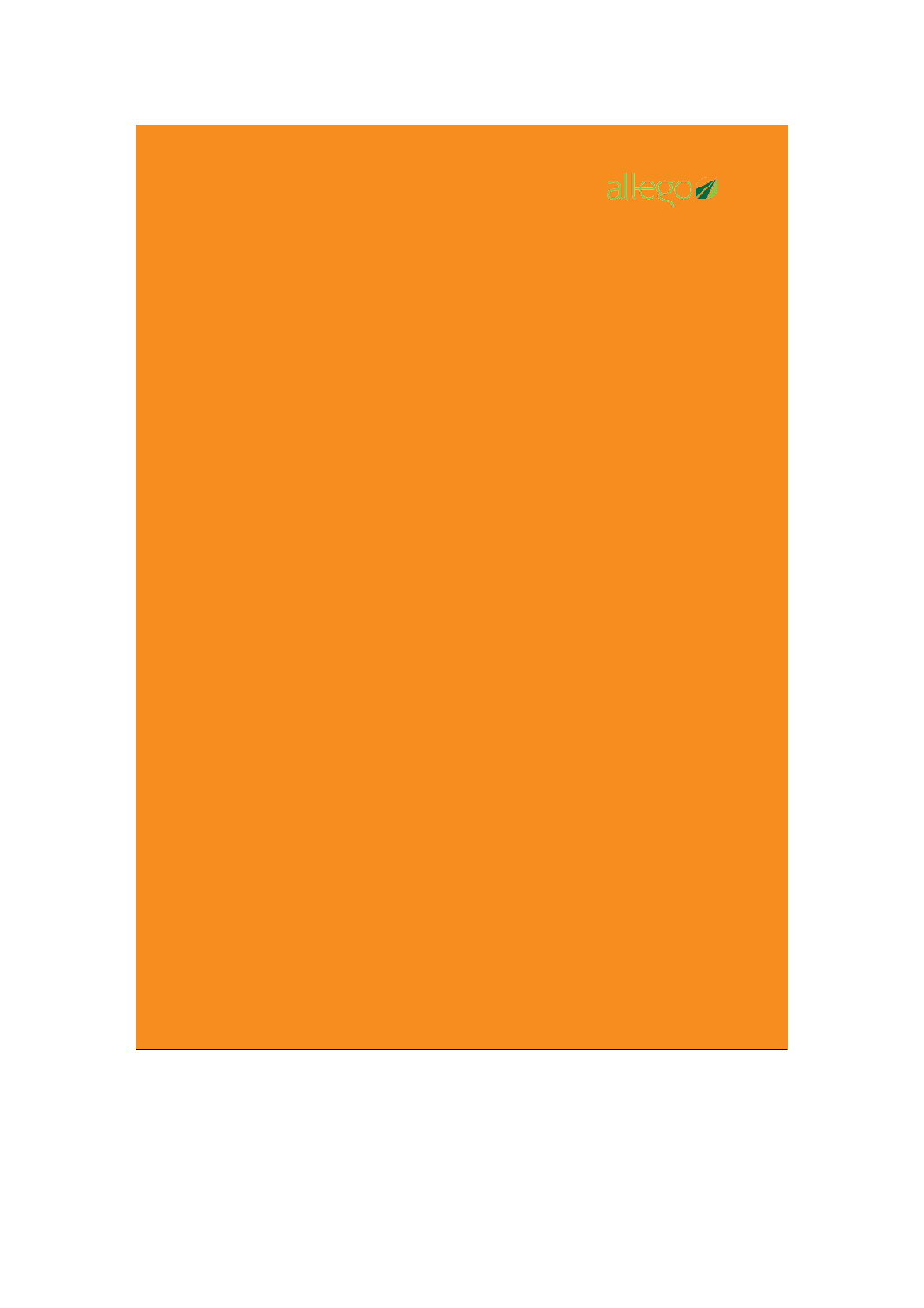allego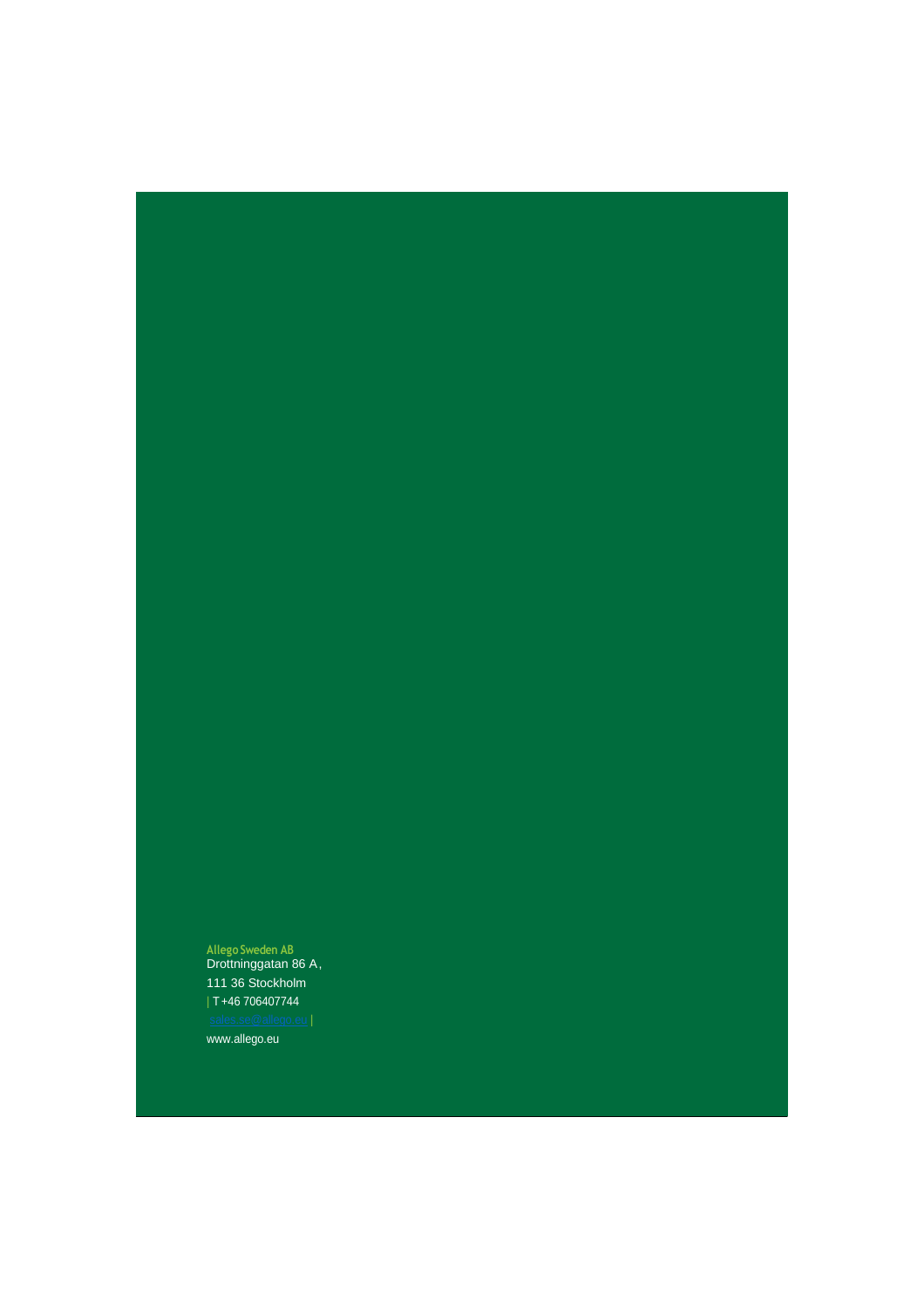**Allego Sweden AB**
Drottninggatan 86 A,
111 36 Stockholm
| T +46 706407744
sales.se@allego.eu |
www.allego.eu